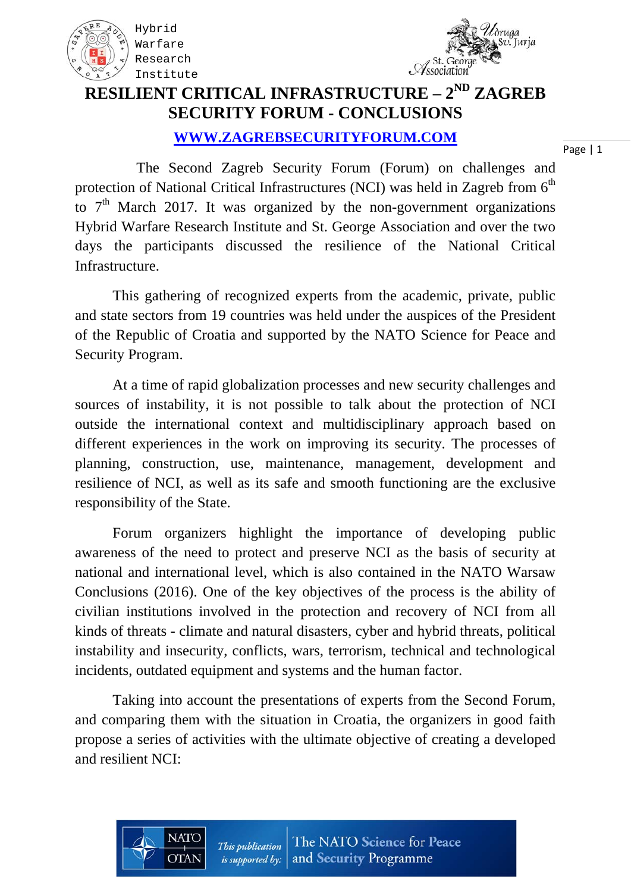Hybrid Warfare Research Institute

# RESILIENT CRITICAL INFRASTRUCTURE – 2ND ZAGREB SECURITY FORUM - CONCLUSIONS

**WWW.ZAGREBSECURITYFORUM.COM**

The Second Zagreb Security Forum (Forum) on challenges and protection of National Critical Infrastructures (NCI) was held in Zagreb from 6th to 7th March 2017. It was organized by the non-government organizations Hybrid Warfare Research Institute and St. George Association and over the two days the participants discussed the resilience of the National Critical Infrastructure.

This gathering of recognized experts from the academic, private, public and state sectors from 19 countries was held under the auspices of the President of the Republic of Croatia and supported by the NATO Science for Peace and Security Program.

At a time of rapid globalization processes and new security challenges and sources of instability, it is not possible to talk about the protection of NCI outside the international context and multidisciplinary approach based on different experiences in the work on improving its security. The processes of planning, construction, use, maintenance, management, development and resilience of NCI, as well as its safe and smooth functioning are the exclusive responsibility of the State.

Forum organizers highlight the importance of developing public awareness of the need to protect and preserve NCI as the basis of security at national and international level, which is also contained in the NATO Warsaw Conclusions (2016). One of the key objectives of the process is the ability of civilian institutions involved in the protection and recovery of NCI from all kinds of threats - climate and natural disasters, cyber and hybrid threats, political instability and insecurity, conflicts, wars, terrorism, technical and technological incidents, outdated equipment and systems and the human factor.

Taking into account the presentations of experts from the Second Forum, and comparing them with the situation in Croatia, the organizers in good faith propose a series of activities with the ultimate objective of creating a developed and resilient NCI:

This publication is supported by: The NATO Science for Peace and Security Programme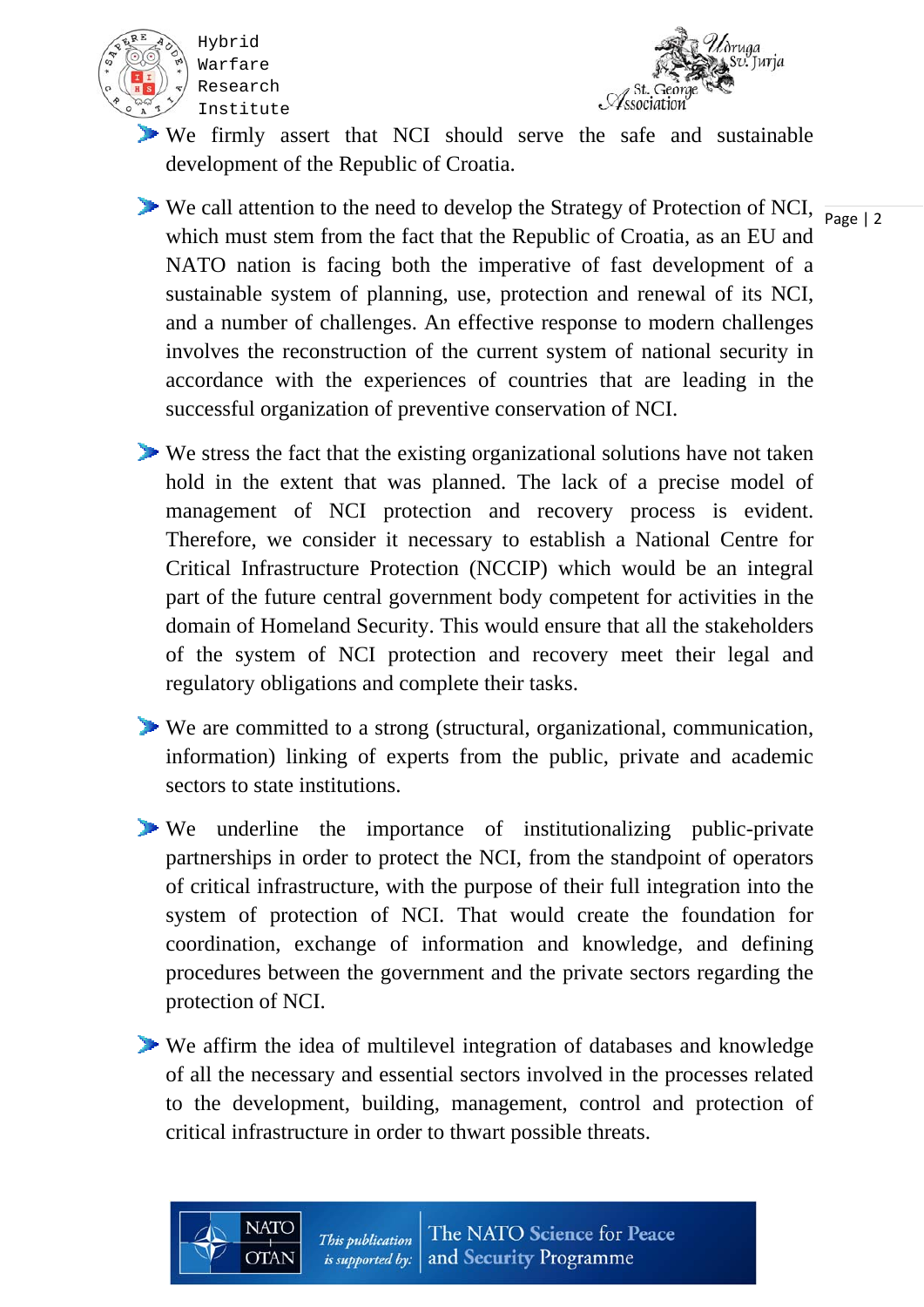- We firmly assert that NCI should serve the safe and sustainable development of the Republic of Croatia.

- We call attention to the need to develop the Strategy of Protection of NCI, which must stem from the fact that the Republic of Croatia, as an EU and NATO nation is facing both the imperative of fast development of a sustainable system of planning, use, protection and renewal of its NCI, and a number of challenges. An effective response to modern challenges involves the reconstruction of the current system of national security in accordance with the experiences of countries that are leading in the successful organization of preventive conservation of NCI.

- We stress the fact that the existing organizational solutions have not taken hold in the extent that was planned. The lack of a precise model of management of NCI protection and recovery process is evident. Therefore, we consider it necessary to establish a National Centre for Critical Infrastructure Protection (NCCIP) which would be an integral part of the future central government body competent for activities in the domain of Homeland Security. This would ensure that all the stakeholders of the system of NCI protection and recovery meet their legal and regulatory obligations and complete their tasks.

- We are committed to a strong (structural, organizational, communication, information) linking of experts from the public, private and academic sectors to state institutions.

- We underline the importance of institutionalizing public-private partnerships in order to protect the NCI, from the standpoint of operators of critical infrastructure, with the purpose of their full integration into the system of protection of NCI. That would create the foundation for coordination, exchange of information and knowledge, and defining procedures between the government and the private sectors regarding the protection of NCI.

- We affirm the idea of multilevel integration of databases and knowledge of all the necessary and essential sectors involved in the processes related to the development, building, management, control and protection of critical infrastructure in order to thwart possible threats.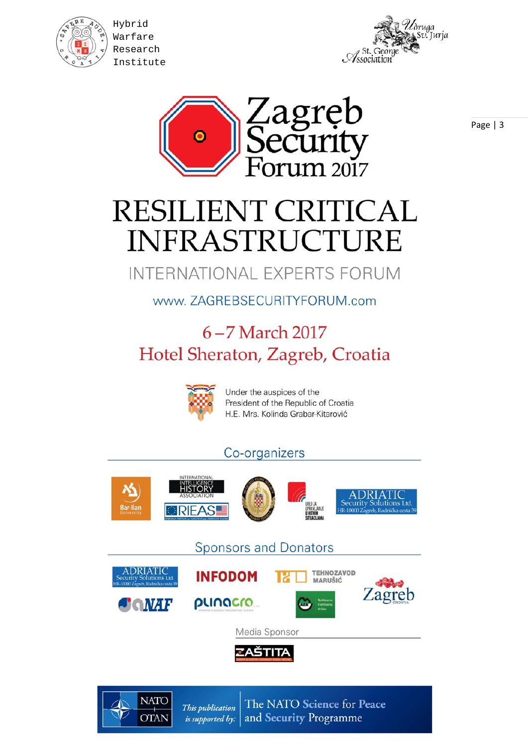Hybrid Warfare Research Institute

St. George Association

# Zagreb Security Forum 2017

# RESILIENT CRITICAL INFRASTRUCTURE

## INTERNATIONAL EXPERTS FORUM

www. ZAGREBSECURITYFORUM.com

### 6 – 7 March 2017
### Hotel Sheraton, Zagreb, Croatia

Under the auspices of the President of the Republic of Croatia H.E. Mrs. Kolinda Grabar-Kitarović

## Co-organizers

Bar-Ilan University

International Intelligence History Association

RIEAS

Ured za upravljanje u hitnim situacijama

ADRIATIC Security Solutions Ltd. HR-10000 Zagreb, Radnička cesta 39

## Sponsors and Donators

ADRIATIC Security Solutions Ltd. HR-10000 Zagreb, Radnička cesta 39

INFODOM

TEHNOZAVOD MARUŠIĆ

Zagreb

NAF

plinacro

## Media Sponsor

ZAŠTITA

NATO OTAN — *This publication is supported by:* The NATO Science for Peace and Security Programme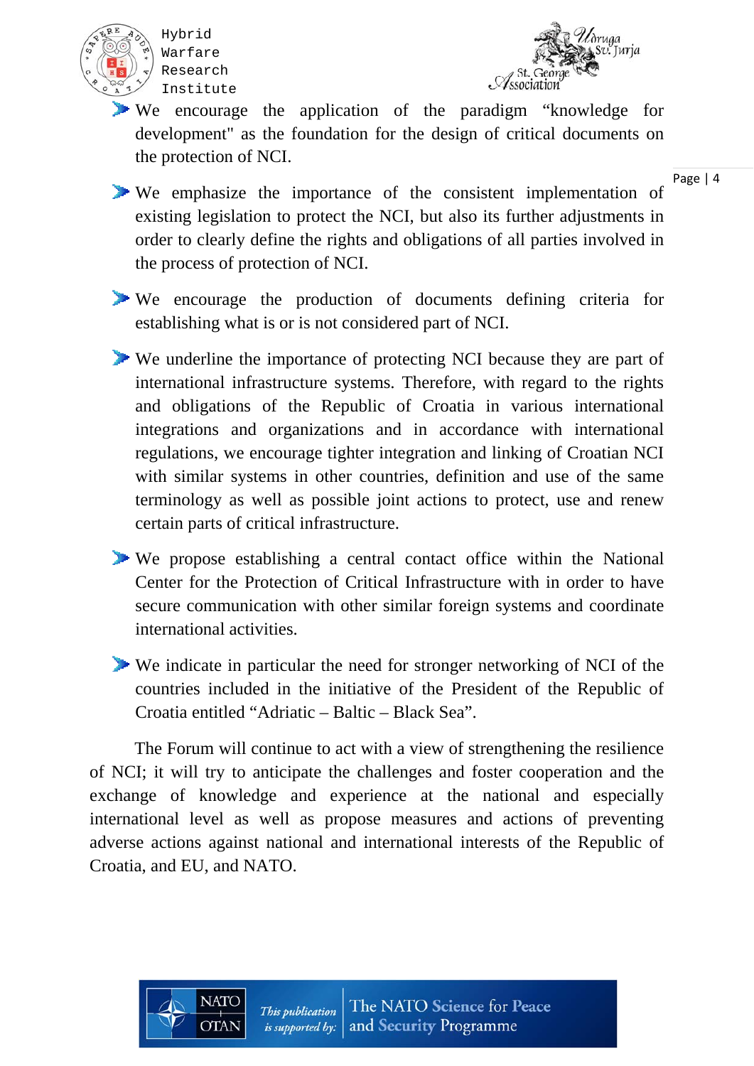- We encourage the application of the paradigm "knowledge for development" as the foundation for the design of critical documents on the protection of NCI.

- We emphasize the importance of the consistent implementation of existing legislation to protect the NCI, but also its further adjustments in order to clearly define the rights and obligations of all parties involved in the process of protection of NCI.

- We encourage the production of documents defining criteria for establishing what is or is not considered part of NCI.

- We underline the importance of protecting NCI because they are part of international infrastructure systems. Therefore, with regard to the rights and obligations of the Republic of Croatia in various international integrations and organizations and in accordance with international regulations, we encourage tighter integration and linking of Croatian NCI with similar systems in other countries, definition and use of the same terminology as well as possible joint actions to protect, use and renew certain parts of critical infrastructure.

- We propose establishing a central contact office within the National Center for the Protection of Critical Infrastructure with in order to have secure communication with other similar foreign systems and coordinate international activities.

- We indicate in particular the need for stronger networking of NCI of the countries included in the initiative of the President of the Republic of Croatia entitled "Adriatic – Baltic – Black Sea".

The Forum will continue to act with a view of strengthening the resilience of NCI; it will try to anticipate the challenges and foster cooperation and the exchange of knowledge and experience at the national and especially international level as well as propose measures and actions of preventing adverse actions against national and international interests of the Republic of Croatia, and EU, and NATO.